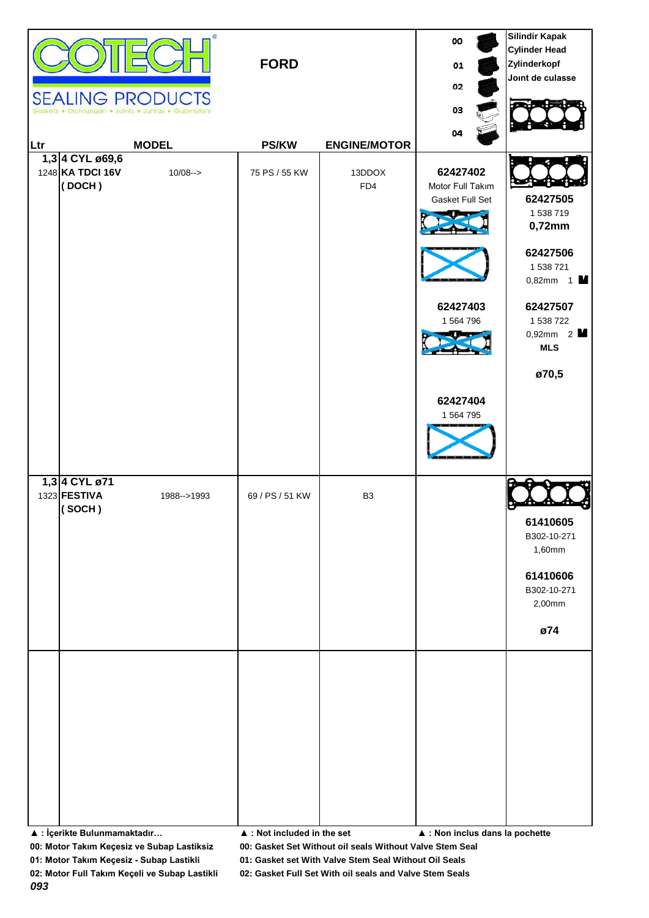# COTECH SEALING PRODUCTS

Gaskets • Dichtungen • Joints • Juntas • Guarnizioni

## FORD

| Ltr | MODEL | | PS/KW | ENGINE/MOTOR | 00 / 01 / 02 / 03 / 04 | Silindir Kapak / Cylinder Head / Zylinderkopf / Joınt de culasse |
|---|---|---|---|---|---|---|
| 1,3 / 1248 | 4 CYL ø69,6 / **KA TDCI 16V** / ( DOCH ) | 10/08--> | 75 PS / 55 KW | 13DDOX / FD4 | **62427402** Motor Full Takım Gasket Full Set<br><br>**62427403** 1 564 796<br><br>**62427404** 1 564 795 | **62427505** 1 538 719 **0,72mm**<br><br>**62427506** 1 538 721 0,82mm 1<br><br>**62427507** 1 538 722 0,92mm 2 **MLS**<br><br>**ø70,5** |
| 1,3 / 1323 | 4 CYL ø71 / **FESTIVA** / ( SOCH ) | 1988-->1993 | 69 / PS / 51 KW | B3 | | **61410605** B302-10-271 1,60mm<br><br>**61410606** B302-10-271 2,00mm<br><br>**ø74** |

▲ : İçerikte Bulunmamaktadır… ▲ : Not included in the set ▲ : Non inclus dans la pochette

00: Motor Takım Keçesiz ve Subap Lastiksiz 00: Gasket Set Without oil seals Without Valve Stem Seal

01: Motor Takım Keçesiz - Subap Lastikli 01: Gasket set With Valve Stem Seal Without Oil Seals

02: Motor Full Takım Keçeli ve Subap Lastikli 02: Gasket Full Set With oil seals and Valve Stem Seals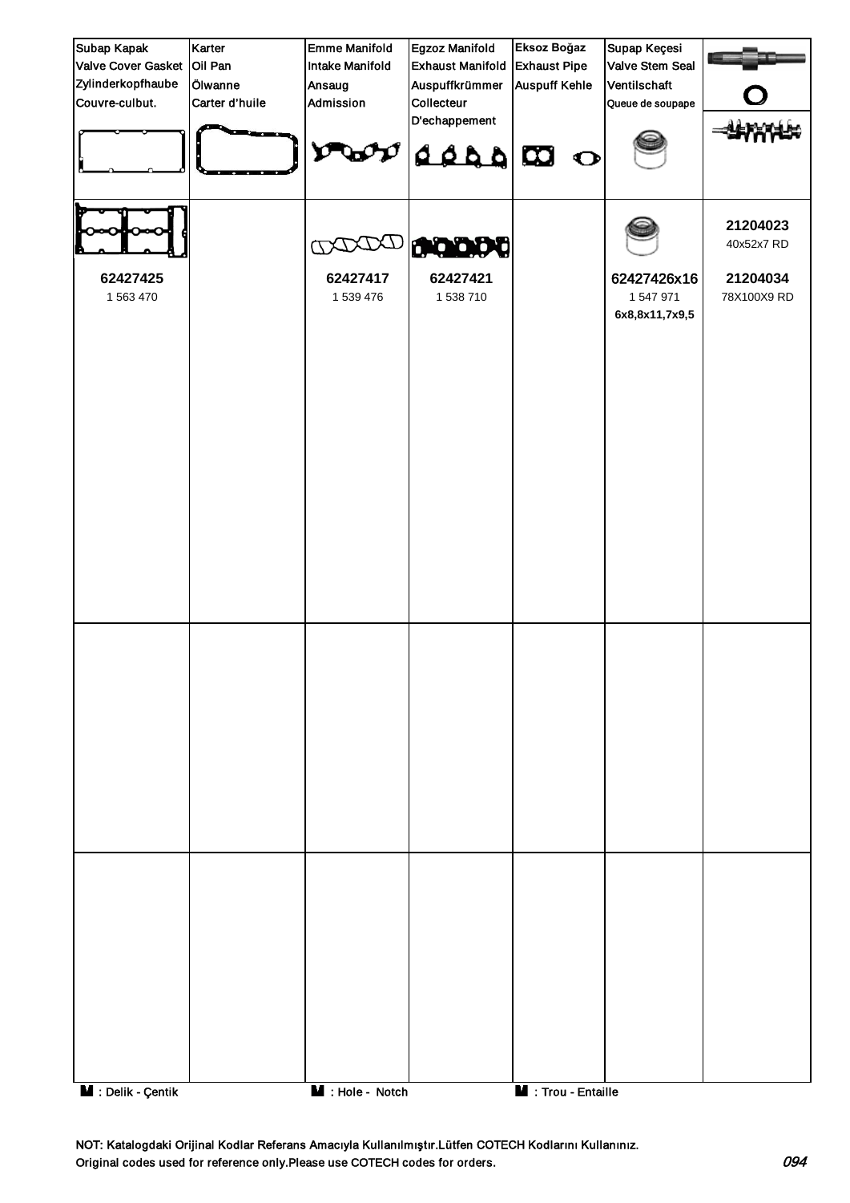| Subap Kapak<br>Valve Cover Gasket<br>Zylinderkopfhaube<br>Couvre-culbut. | Karter<br>Oil Pan<br>Ölwanne<br>Carter d'huile | Emme Manifold<br>Intake Manifold<br>Ansaug<br>Admission | Egzoz Manifold<br>Exhaust Manifold<br>Auspuffkrümmer<br>Collecteur<br>D'echappement | Eksoz Boğaz<br>Exhaust Pipe<br>Auspuff Kehle | Supap Keçesi<br>Valve Stem Seal<br>Ventilschaft<br>Queue de soupape | |
|---|---|---|---|---|---|---|
| **62427425**<br>1 563 470 | | **62427417**<br>1 539 476 | **62427421**<br>1 538 710 | | **62427426x16**<br>1 547 971<br>**6x8,8x11,7x9,5** | **21204023**<br>40x52x7 RD<br>**21204034**<br>78X100X9 RD |
| | | | | | | |
| | | | | | | |

**M** : Delik - Çentik **M** : Hole - Notch **M** : Trou - Entaille

NOT: Katalogdaki Orijinal Kodlar Referans Amacıyla Kullanılmıştır.Lütfen COTECH Kodlarını Kullanınız.
Original codes used for reference only.Please use COTECH codes for orders.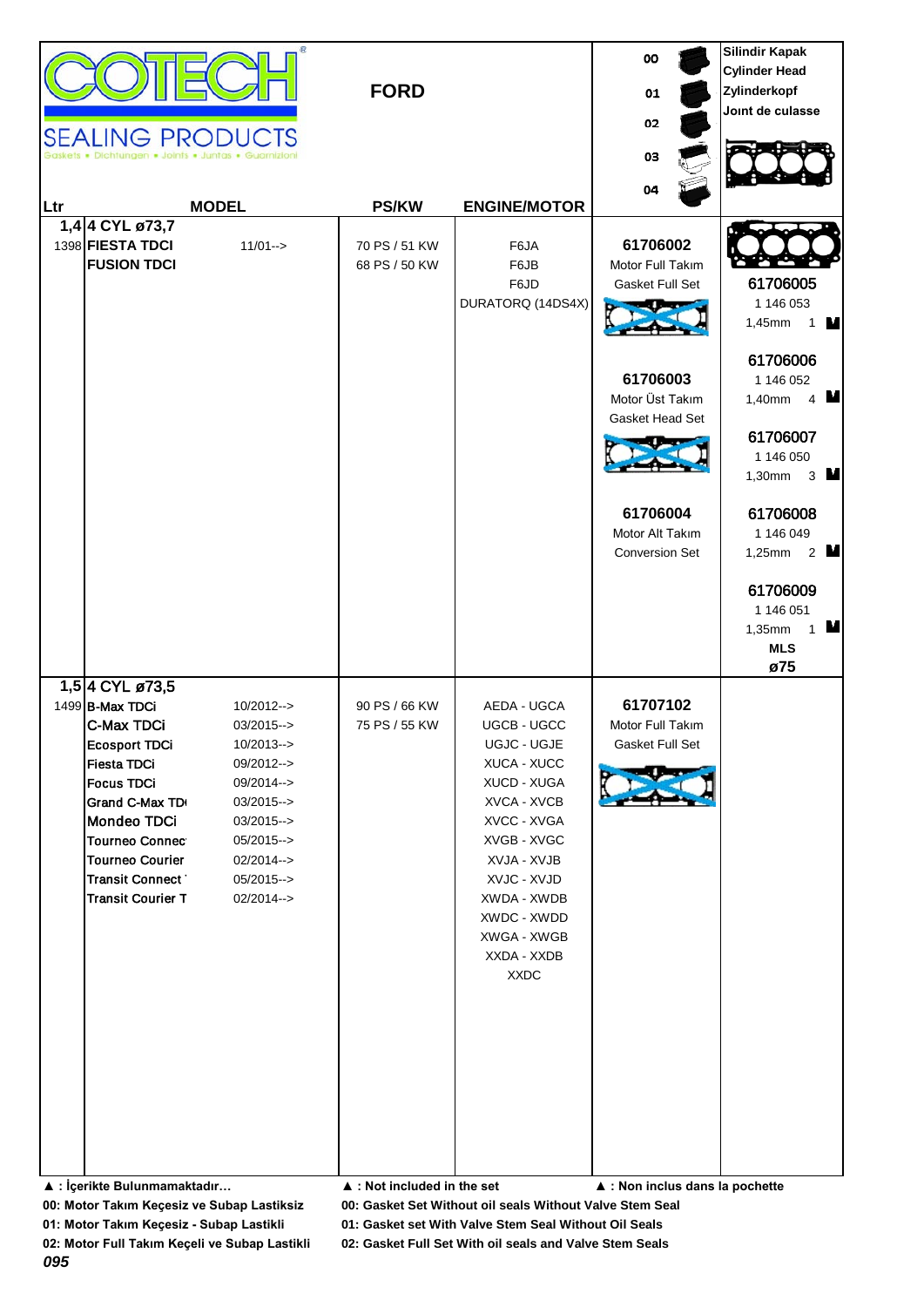# COTECH SEALING PRODUCTS

Gaskets • Dichtungen • Joints • Juntas • Guarnizioni

## FORD

00, 01, 02, 03, 04

**Silindir Kapak**
**Cylinder Head**
**Zylinderkopf**
**Joınt de culasse**

| Ltr | MODEL | | PS/KW | ENGINE/MOTOR | | |
|---|---|---|---|---|---|---|
| **1,4** | **4 CYL ø73,7** | | | | | |
| 1398 | **FIESTA TDCI** | 11/01--> | 70 PS / 51 KW | F6JA | **61706002** Motor Full Takım Gasket Full Set | **61706005** 1 146 053 1,45mm 1 |
| | **FUSION TDCI** | | 68 PS / 50 KW | F6JB | | |
| | | | | F6JD | | |
| | | | | DURATORQ (14DS4X) | | |
| | | | | | **61706003** Motor Üst Takım Gasket Head Set | **61706006** 1 146 052 1,40mm 4 |
| | | | | | | **61706007** 1 146 050 1,30mm 3 |
| | | | | | **61706004** Motor Alt Takım Conversion Set | **61706008** 1 146 049 1,25mm 2 |
| | | | | | | **61706009** 1 146 051 1,35mm 1 |
| | | | | | | **MLS ø75** |
| **1,5** | **4 CYL ø73,5** | | | | | |
| 1499 | **B-Max TDCi** | 10/2012--> | 90 PS / 66 KW | AEDA - UGCA | **61707102** Motor Full Takım Gasket Full Set | |
| | **C-Max TDCi** | 03/2015--> | 75 PS / 55 KW | UGCB - UGCC | | |
| | **Ecosport TDCi** | 10/2013--> | | UGJC - UGJE | | |
| | **Fiesta TDCi** | 09/2012--> | | XUCA - XUCC | | |
| | **Focus TDCi** | 09/2014--> | | XUCD - XUGA | | |
| | **Grand C-Max TDi** | 03/2015--> | | XVCA - XVCB | | |
| | **Mondeo TDCi** | 03/2015--> | | XVCC - XVGA | | |
| | **Tourneo Connec** | 05/2015--> | | XVGB - XVGC | | |
| | **Tourneo Courier** | 02/2014--> | | XVJA - XVJB | | |
| | **Transit Connect** | 05/2015--> | | XVJC - XVJD | | |
| | **Transit Courier T** | 02/2014--> | | XWDA - XWDB | | |
| | | | | XWDC - XWDD | | |
| | | | | XWGA - XWGB | | |
| | | | | XXDA - XXDB | | |
| | | | | XXDC | | |

**▲ : İçerikte Bulunmamaktadır…** | **▲ : Not included in the set** | **▲ : Non inclus dans la pochette**

**00: Motor Takım Keçesiz ve Subap Lastiksiz** | **00: Gasket Set Without oil seals Without Valve Stem Seal**

**01: Motor Takım Keçesiz - Subap Lastikli** | **01: Gasket set With Valve Stem Seal Without Oil Seals**

**02: Motor Full Takım Keçeli ve Subap Lastikli** | **02: Gasket Full Set With oil seals and Valve Stem Seals**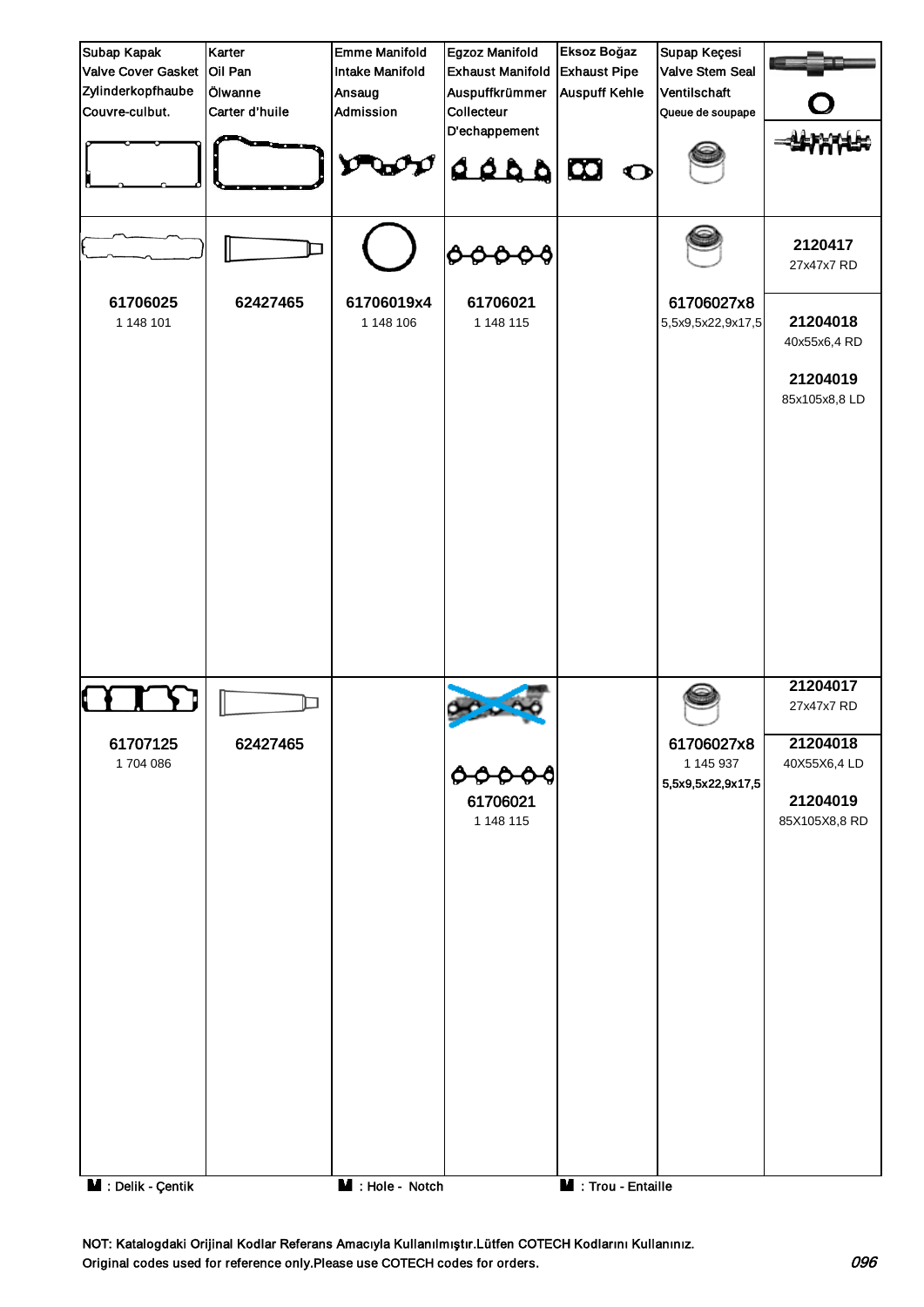| Subap Kapak Valve Cover Gasket Zylinderkopfhaube Couvre-culbut. | Karter Oil Pan Ölwanne Carter d'huile | Emme Manifold Intake Manifold Ansaug Admission | Egzoz Manifold Exhaust Manifold Auspuffkrümmer Collecteur D'echappement | Eksoz Boğaz Exhaust Pipe Auspuff Kehle | Supap Keçesi Valve Stem Seal Ventilschaft Queue de soupape | |
|---|---|---|---|---|---|---|
| **61706025** 1 148 101 | **62427465** | **61706019x4** 1 148 106 | **61706021** 1 148 115 | | **61706027x8** 5,5x9,5x22,9x17,5 | **2120417** 27x47x7 RD **21204018** 40x55x6,4 RD **21204019** 85x105x8,8 LD |
| **61707125** 1 704 086 | **62427465** | | **61706021** 1 148 115 | | **61706027x8** 1 145 937 5,5x9,5x22,9x17,5 | **21204017** 27x47x7 RD **21204018** 40X55X6,4 LD **21204019** 85X105X8,8 RD |

: Delik - Çentik　　: Hole - Notch　　: Trou - Entaille

NOT: Katalogdaki Orijinal Kodlar Referans Amacıyla Kullanılmıştır.Lütfen COTECH Kodlarını Kullanınız.
Original codes used for reference only.Please use COTECH codes for orders.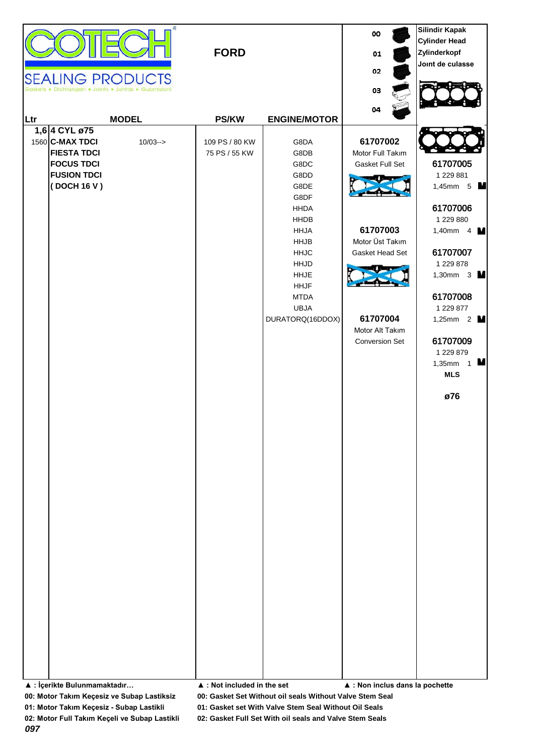# COTECH

SEALING PRODUCTS

Gaskets • Dichtungen • Joints • Juntas • Guarnizioni

## FORD

| Kod | Set |
|---|---|
| 00 | |
| 01 | |
| 02 | |
| 03 | |
| 04 | |

**Silindir Kapak**
**Cylinder Head**
**Zylinderkopf**
**Joınt de culasse**

| Ltr | MODEL | | PS/KW | ENGINE/MOTOR | | |
|---|---|---|---|---|---|---|
| 1,6 | **4 CYL ø75** | | | | | |
| 1560 | **C-MAX TDCI** | 10/03--> | 109 PS / 80 KW | G8DA | **61707002** | |
| | **FIESTA TDCI** | | 75 PS / 55 KW | G8DB | Motor Full Takım | |
| | **FOCUS TDCI** | | | G8DC | Gasket Full Set | **61707005** |
| | **FUSION TDCI** | | | G8DD | | 1 229 881 |
| | **( DOCH 16 V )** | | | G8DE | | 1,45mm 5 |
| | | | | G8DF | | |
| | | | | HHDA | | **61707006** |
| | | | | HHDB | | 1 229 880 |
| | | | | HHJA | **61707003** | 1,40mm 4 |
| | | | | HHJB | Motor Üst Takım | |
| | | | | HHJC | Gasket Head Set | **61707007** |
| | | | | HHJD | | 1 229 878 |
| | | | | HHJE | | 1,30mm 3 |
| | | | | HHJF | | |
| | | | | MTDA | | **61707008** |
| | | | | UBJA | | 1 229 877 |
| | | | | DURATORQ(16DDOX) | **61707004** | 1,25mm 2 |
| | | | | | Motor Alt Takım | |
| | | | | | Conversion Set | **61707009** |
| | | | | | | 1 229 879 |
| | | | | | | 1,35mm 1 |
| | | | | | | **MLS** |
| | | | | | | |
| | | | | | | **ø76** |

**▲ : İçerikte Bulunmamaktadır…** **▲ : Not included in the set** **▲ : Non inclus dans la pochette**

**00: Motor Takım Keçesiz ve Subap Lastiksiz** **00: Gasket Set Without oil seals Without Valve Stem Seal**

**01: Motor Takım Keçesiz - Subap Lastikli** **01: Gasket set With Valve Stem Seal Without Oil Seals**

**02: Motor Full Takım Keçeli ve Subap Lastikli** **02: Gasket Full Set With oil seals and Valve Stem Seals**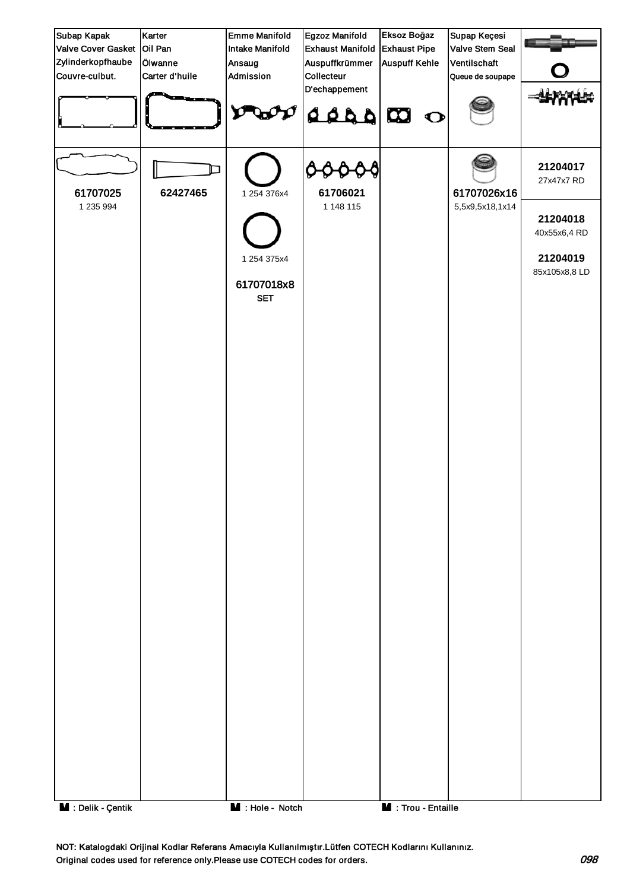| Subap Kapak<br>Valve Cover Gasket<br>Zylinderkopfhaube<br>Couvre-culbut. | Karter<br>Oil Pan<br>Ölwanne<br>Carter d'huile | Emme Manifold<br>Intake Manifold<br>Ansaug<br>Admission | Egzoz Manifold<br>Exhaust Manifold<br>Auspuffkrümmer<br>Collecteur<br>D'echappement | Eksoz Boğaz<br>Exhaust Pipe<br>Auspuff Kehle | Supap Keçesi<br>Valve Stem Seal<br>Ventilschaft<br>Queue de soupape | |
|---|---|---|---|---|---|---|
| **61707025**<br>1 235 994 | **62427465** | 1 254 376x4<br><br>1 254 375x4<br><br>**61707018x8**<br>**SET** | **61706021**<br>1 148 115 | | **61707026x16**<br>5,5x9,5x18,1x14 | **21204017**<br>27x47x7 RD<br><br>**21204018**<br>40x55x6,4 RD<br><br>**21204019**<br>85x105x8,8 LD |

M : Delik - Çentik  M : Hole - Notch  M : Trou - Entaille

NOT: Katalogdaki Orijinal Kodlar Referans Amacıyla Kullanılmıştır.Lütfen COTECH Kodlarını Kullanınız.
Original codes used for reference only.Please use COTECH codes for orders.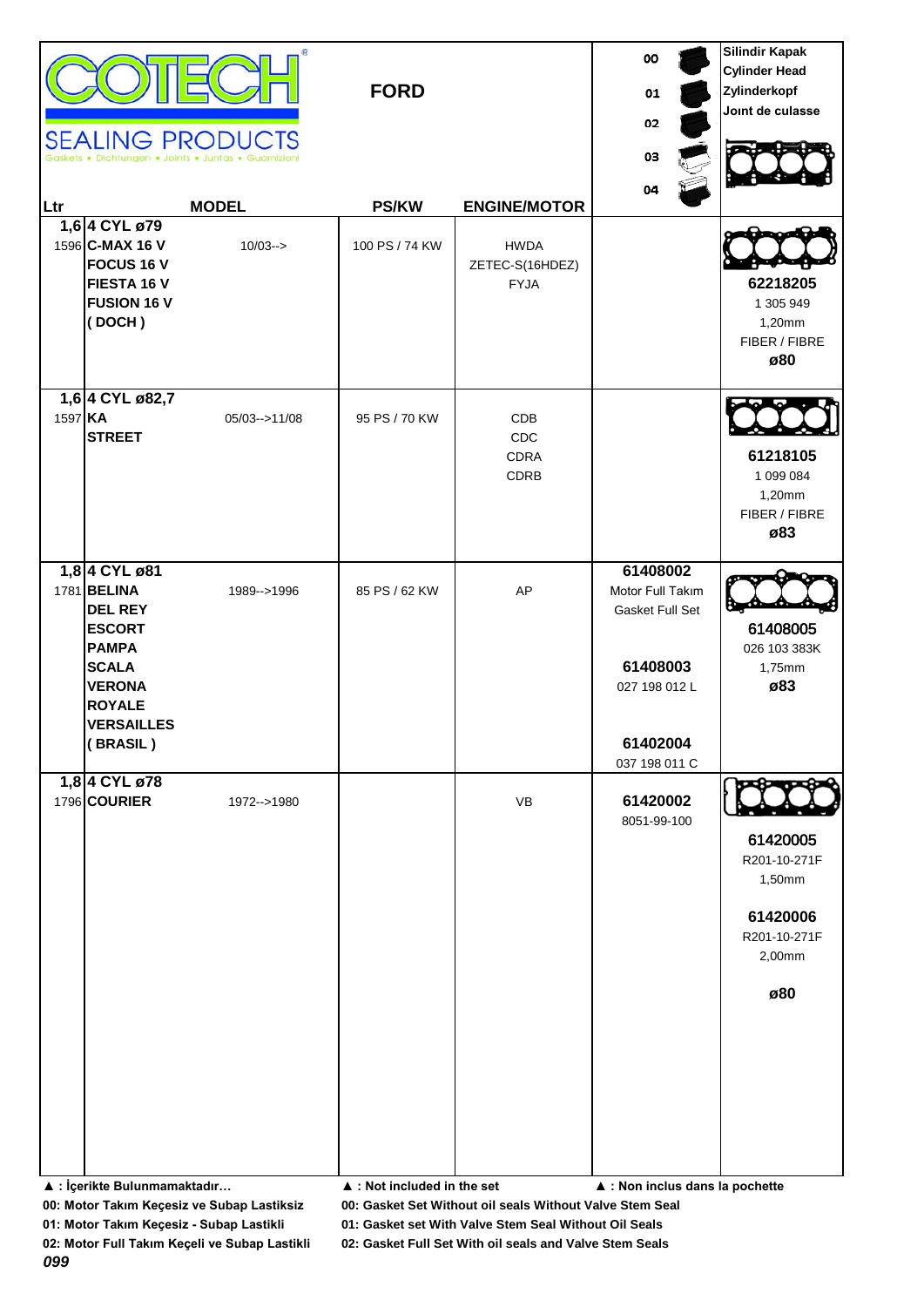# COTECH SEALING PRODUCTS

Gaskets • Dichtungen • Joints • Juntas • Guarnizioni

## FORD

00, 01, 02, 03, 04

**Silindir Kapak**
**Cylinder Head**
**Zylinderkopf**
**Joınt de culasse**

| Ltr | MODEL | | PS/KW | ENGINE/MOTOR | | |
|---|---|---|---|---|---|---|
| **1,6** 1596 | **4 CYL ø79**<br>**C-MAX 16 V**<br>**FOCUS 16 V**<br>**FIESTA 16 V**<br>**FUSION 16 V**<br>**( DOCH )** | 10/03--> | 100 PS / 74 KW | HWDA<br>ZETEC-S(16HDEZ)<br>FYJA | | **62218205**<br>1 305 949<br>1,20mm<br>FIBER / FIBRE<br>**ø80** |
| **1,6** 1597 | **4 CYL ø82,7**<br>**KA**<br>**STREET** | 05/03-->11/08 | 95 PS / 70 KW | CDB<br>CDC<br>CDRA<br>CDRB | | **61218105**<br>1 099 084<br>1,20mm<br>FIBER / FIBRE<br>**ø83** |
| **1,8** 1781 | **4 CYL ø81**<br>**BELINA**<br>**DEL REY**<br>**ESCORT**<br>**PAMPA**<br>**SCALA**<br>**VERONA**<br>**ROYALE**<br>**VERSAILLES**<br>**( BRASIL )** | 1989-->1996 | 85 PS / 62 KW | AP | **61408002**<br>Motor Full Takım<br>Gasket Full Set<br>**61408003**<br>027 198 012 L<br>**61402004**<br>037 198 011 C | **61408005**<br>026 103 383K<br>1,75mm<br>**ø83** |
| **1,8** 1796 | **4 CYL ø78**<br>**COURIER** | 1972-->1980 | | VB | **61420002**<br>8051-99-100 | **61420005**<br>R201-10-271F<br>1,50mm<br>**61420006**<br>R201-10-271F<br>2,00mm<br>**ø80** |

**▲ : İçerikte Bulunmamaktadır…** **▲ : Not included in the set** **▲ : Non inclus dans la pochette**

**00: Motor Takım Keçesiz ve Subap Lastiksiz** **00: Gasket Set Without oil seals Without Valve Stem Seal**

**01: Motor Takım Keçesiz - Subap Lastikli** **01: Gasket set With Valve Stem Seal Without Oil Seals**

**02: Motor Full Takım Keçeli ve Subap Lastikli** **02: Gasket Full Set With oil seals and Valve Stem Seals**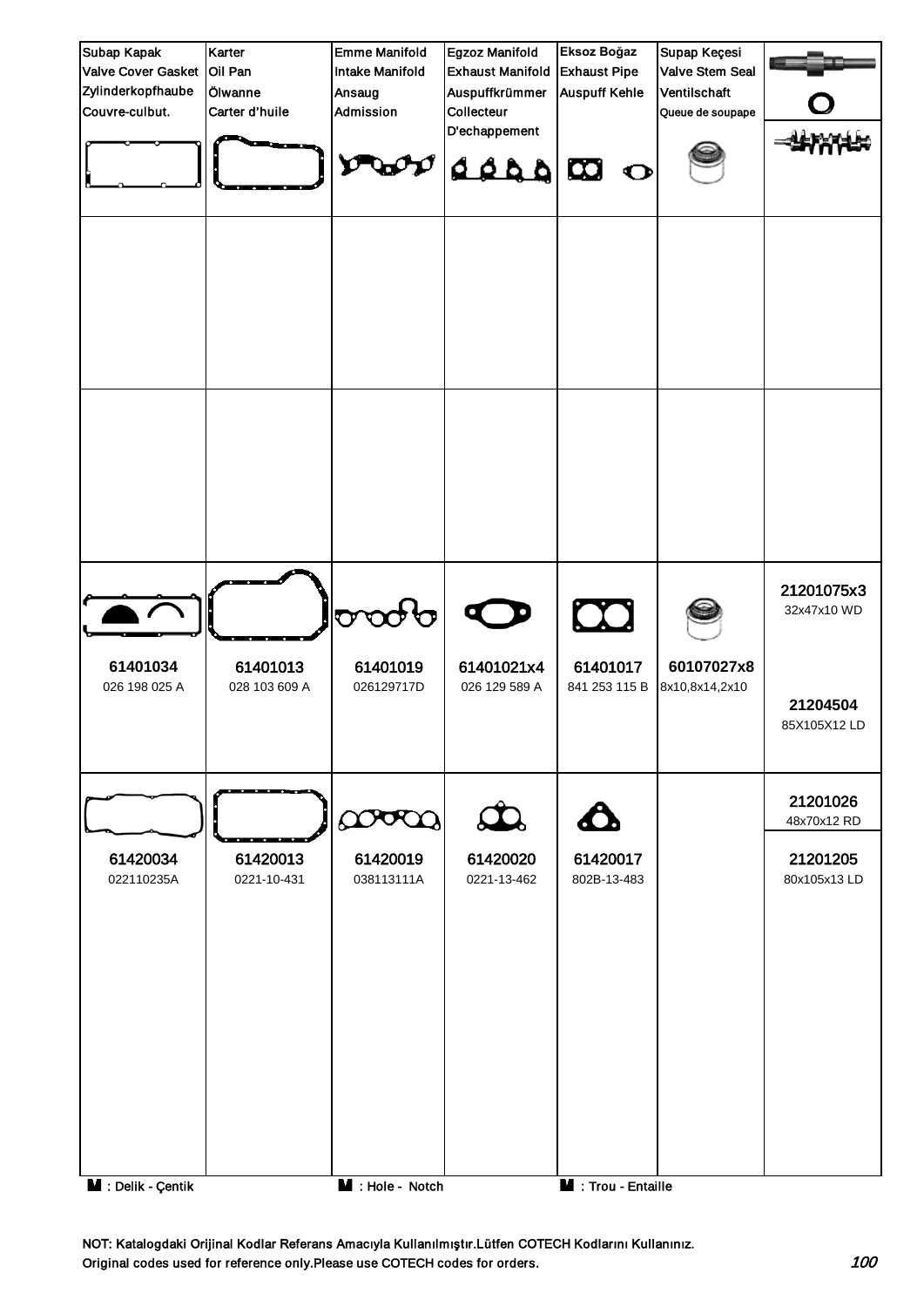| Subap Kapak<br>Valve Cover Gasket<br>Zylinderkopfhaube<br>Couvre-culbut. | Karter<br>Oil Pan<br>Ölwanne<br>Carter d'huile | Emme Manifold<br>Intake Manifold<br>Ansaug<br>Admission | Egzoz Manifold<br>Exhaust Manifold<br>Auspuffkrümmer<br>Collecteur<br>D'echappement | Eksoz Boğaz<br>Exhaust Pipe<br>Auspuff Kehle | Supap Keçesi<br>Valve Stem Seal<br>Ventilschaft<br>Queue de soupape | |
|---|---|---|---|---|---|---|
| | | | | | | |
| | | | | | | |
| **61401034**<br>026 198 025 A | **61401013**<br>028 103 609 A | **61401019**<br>026129717D | **61401021x4**<br>026 129 589 A | **61401017**<br>841 253 115 B | **60107027x8**<br>8x10,8x14,2x10 | **21201075x3**<br>32x47x10 WD<br>**21204504**<br>85X105X12 LD |
| **61420034**<br>022110235A | **61420013**<br>0221-10-431 | **61420019**<br>038113111A | **61420020**<br>0221-13-462 | **61420017**<br>802B-13-483 | | **21201026**<br>48x70x12 RD<br>**21201205**<br>80x105x13 LD |

M : Delik - Çentik    M : Hole - Notch    M : Trou - Entaille

NOT: Katalogdaki Orijinal Kodlar Referans Amacıyla Kullanılmıştır.Lütfen COTECH Kodlarını Kullanınız.
Original codes used for reference only.Please use COTECH codes for orders.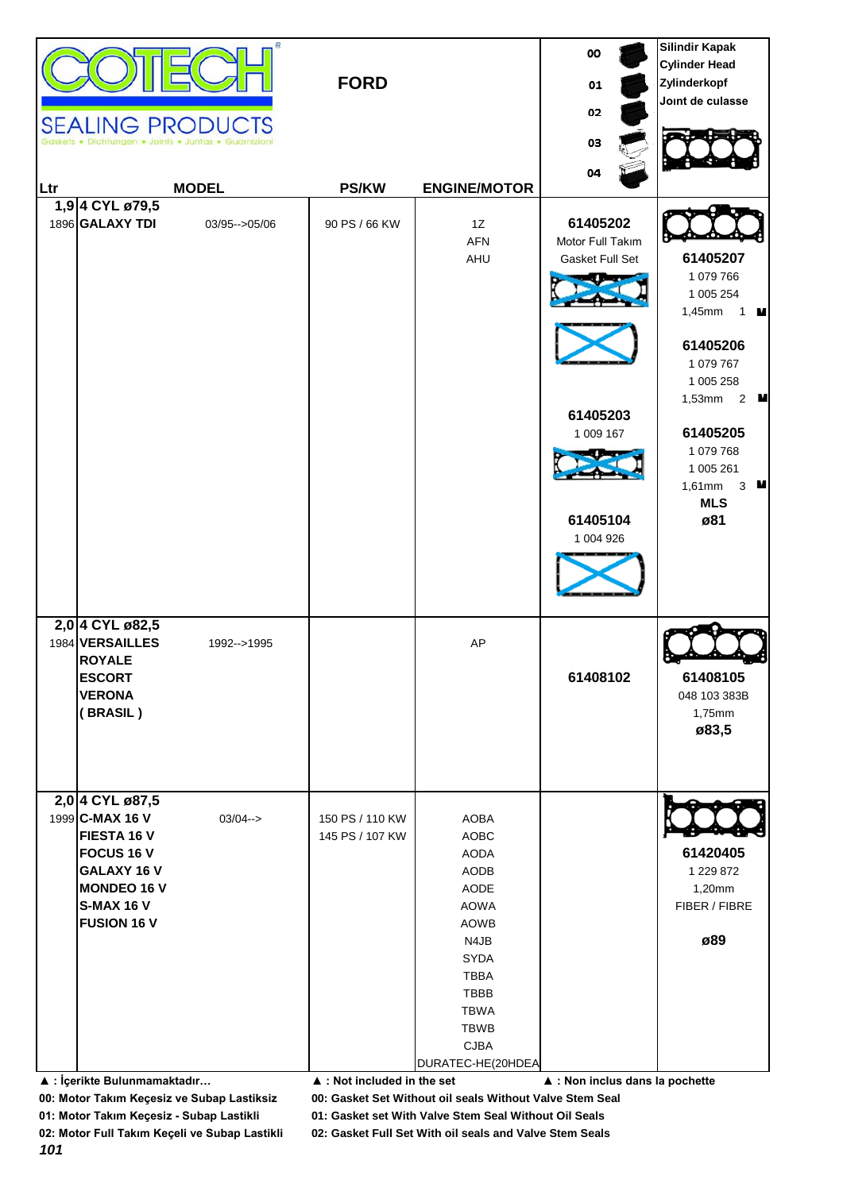| Ltr | MODEL | | PS/KW | ENGINE/MOTOR | 00 / 01 / 02 / 03 / 04 | Silindir Kapak<br>Cylinder Head<br>Zylinderkopf<br>Joınt de culasse |
|---|---|---|---|---|---|---|
| 1,9 | **4 CYL ø79,5** | | | | | |
| 1896 | **GALAXY TDI** | 03/95-->05/06 | 90 PS / 66 KW | 1Z<br>AFN<br>AHU | **61405202**<br>Motor Full Takım<br>Gasket Full Set<br><br>**61405203**<br>1 009 167<br><br>**61405104**<br>1 004 926 | **61405207**<br>1 079 766<br>1 005 254<br>1,45mm 1<br><br>**61405206**<br>1 079 767<br>1 005 258<br>1,53mm 2<br><br>**61405205**<br>1 079 768<br>1 005 261<br>1,61mm 3<br>**MLS**<br>**ø81** |
| 2,0 | **4 CYL ø82,5** | | | | | |
| 1984 | **VERSAILLES**<br>**ROYALE**<br>**ESCORT**<br>**VERONA**<br>**( BRASIL )** | 1992-->1995 | | AP | **61408102** | **61408105**<br>048 103 383B<br>1,75mm<br>**ø83,5** |
| 2,0 | **4 CYL ø87,5** | | | | | |
| 1999 | **C-MAX 16 V**<br>**FIESTA 16 V**<br>**FOCUS 16 V**<br>**GALAXY 16 V**<br>**MONDEO 16 V**<br>**S-MAX 16 V**<br>**FUSION 16 V** | 03/04--> | 150 PS / 110 KW<br>145 PS / 107 KW | AOBA<br>AOBC<br>AODA<br>AODB<br>AODE<br>AOWA<br>AOWB<br>N4JB<br>SYDA<br>TBBA<br>TBBB<br>TBWA<br>TBWB<br>CJBA<br>DURATEC-HE(20HDEA | | **61420405**<br>1 229 872<br>1,20mm<br>FIBER / FIBRE<br><br>**ø89** |

▲ : İçerikte Bulunmamaktadır… ▲ : Not included in the set ▲ : Non inclus dans la pochette

**00: Motor Takım Keçesiz ve Subap Lastiksiz** **00: Gasket Set Without oil seals Without Valve Stem Seal**

**01: Motor Takım Keçesiz - Subap Lastikli** **01: Gasket set With Valve Stem Seal Without Oil Seals**

**02: Motor Full Takım Keçeli ve Subap Lastikli** **02: Gasket Full Set With oil seals and Valve Stem Seals**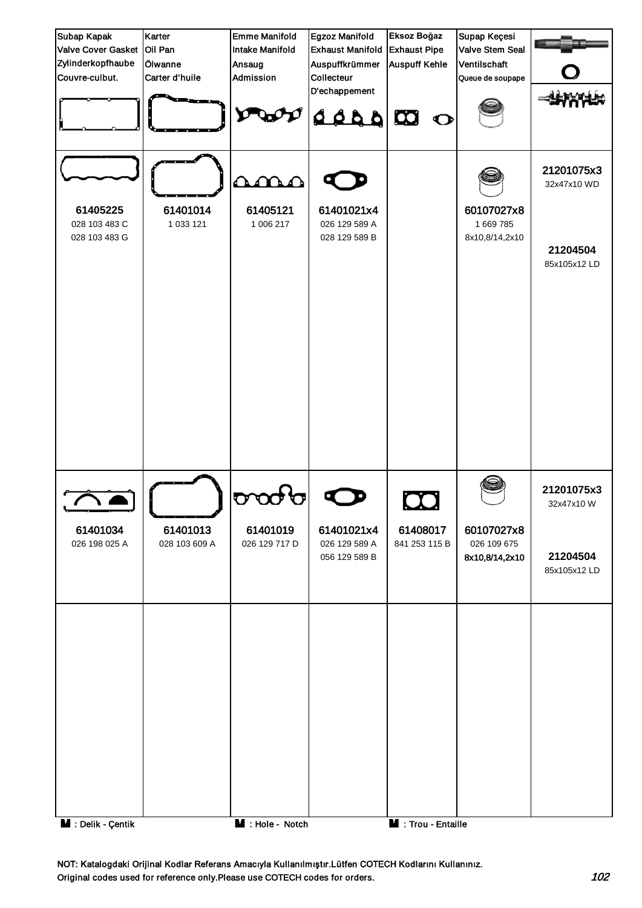| Subap Kapak<br>Valve Cover Gasket<br>Zylinderkopfhaube<br>Couvre-culbut. | Karter<br>Oil Pan<br>Ölwanne<br>Carter d'huile | Emme Manifold<br>Intake Manifold<br>Ansaug<br>Admission | Egzoz Manifold<br>Exhaust Manifold<br>Auspuffkrümmer<br>Collecteur<br>D'echappement | Eksoz Boğaz<br>Exhaust Pipe<br>Auspuff Kehle | Supap Keçesi<br>Valve Stem Seal<br>Ventilschaft<br>Queue de soupape | |
|---|---|---|---|---|---|---|
| **61405225**<br>028 103 483 C<br>028 103 483 G | **61401014**<br>1 033 121 | **61405121**<br>1 006 217 | **61401021x4**<br>026 129 589 A<br>028 129 589 B | | **60107027x8**<br>1 669 785<br>8x10,8/14,2x10 | **21201075x3**<br>32x47x10 WD<br><br>**21204504**<br>85x105x12 LD |
| **61401034**<br>026 198 025 A | **61401013**<br>028 103 609 A | **61401019**<br>026 129 717 D | **61401021x4**<br>026 129 589 A<br>056 129 589 B | **61408017**<br>841 253 115 B | **60107027x8**<br>026 109 675<br>8x10,8/14,2x10 | **21201075x3**<br>32x47x10 W<br><br>**21204504**<br>85x105x12 LD |
| | | | | | | |

: Delik - Çentik &nbsp;&nbsp;&nbsp; : Hole - Notch &nbsp;&nbsp;&nbsp; : Trou - Entaille

NOT: Katalogdaki Orijinal Kodlar Referans Amacıyla Kullanılmıştır.Lütfen COTECH Kodlarını Kullanınız.
Original codes used for reference only.Please use COTECH codes for orders.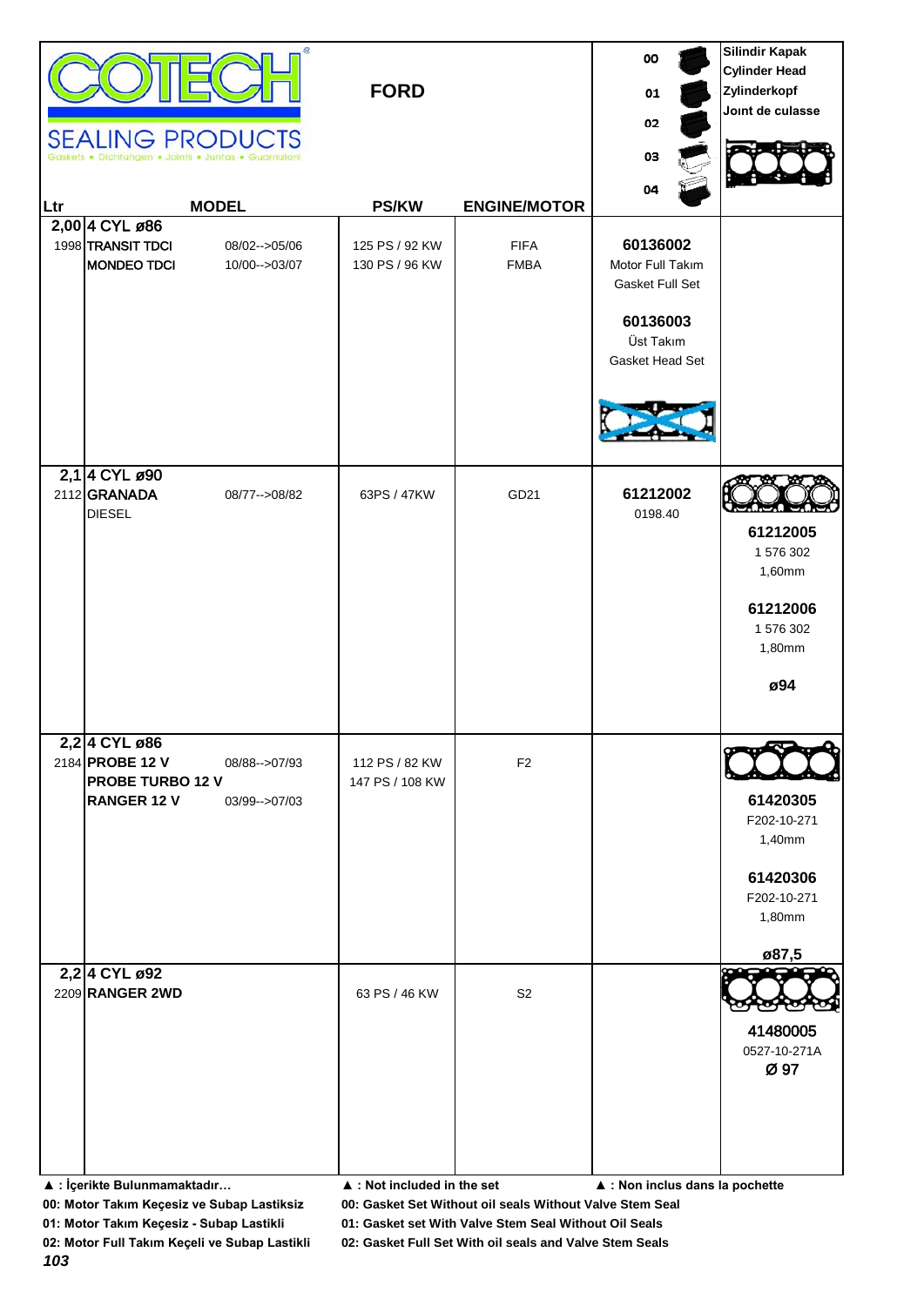**COTECH** SEALING PRODUCTS
Gaskets • Dichtungen • Joints • Juntas • Guarnizioni

# FORD

00, 01, 02, 03, 04

**Silindir Kapak**
**Cylinder Head**
**Zylinderkopf**
**Joınt de culasse**

| Ltr | MODEL | | PS/KW | ENGINE/MOTOR | | Silindir Kapak / Cylinder Head |
|---|---|---|---|---|---|---|
| **2,00** | **4 CYL ø86** | | | | | |
| 1998 | **TRANSIT TDCI** | 08/02-->05/06 | 125 PS / 92 KW | FIFA | **60136002** Motor Full Takım Gasket Full Set | |
| | **MONDEO TDCI** | 10/00-->03/07 | 130 PS / 96 KW | FMBA | **60136003** Üst Takım Gasket Head Set | |
| **2,1** | **4 CYL ø90** | | | | | |
| 2112 | **GRANADA** DIESEL | 08/77-->08/82 | 63PS / 47KW | GD21 | **61212002** 0198.40 | **61212005** 1 576 302 1,60mm; **61212006** 1 576 302 1,80mm; **ø94** |
| **2,2** | **4 CYL ø86** | | | | | |
| 2184 | **PROBE 12 V** | 08/88-->07/93 | 112 PS / 82 KW | F2 | | **61420305** F202-10-271 1,40mm; **61420306** F202-10-271 1,80mm; **ø87,5** |
| | **PROBE TURBO 12 V** | | 147 PS / 108 KW | | | |
| | **RANGER 12 V** | 03/99-->07/03 | | | | |
| **2,2** | **4 CYL ø92** | | | | | |
| 2209 | **RANGER 2WD** | | 63 PS / 46 KW | S2 | | **41480005** 0527-10-271A **Ø 97** |

**▲ : İçerikte Bulunmamaktadır…** | **▲ : Not included in the set** | **▲ : Non inclus dans la pochette**

**00: Motor Takım Keçesiz ve Subap Lastiksiz** — **00: Gasket Set Without oil seals Without Valve Stem Seal**

**01: Motor Takım Keçesiz - Subap Lastikli** — **01: Gasket set With Valve Stem Seal Without Oil Seals**

**02: Motor Full Takım Keçeli ve Subap Lastikli** — **02: Gasket Full Set With oil seals and Valve Stem Seals**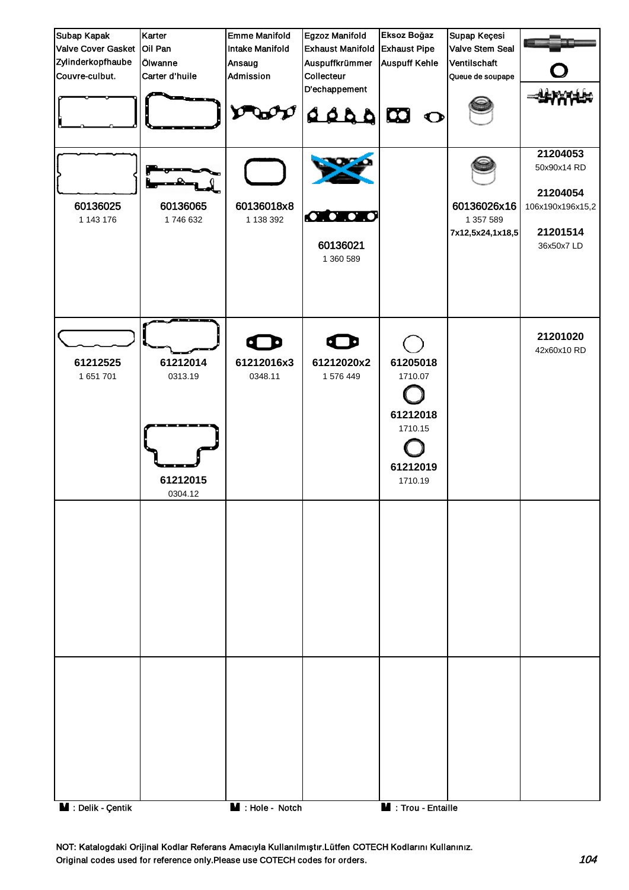| Subap Kapak Valve Cover Gasket Zylinderkopfhaube Couvre-culbut. | Karter Oil Pan Ölwanne Carter d'huile | Emme Manifold Intake Manifold Ansaug Admission | Egzoz Manifold Exhaust Manifold Auspuffkrümmer Collecteur D'echappement | Eksoz Boğaz Exhaust Pipe Auspuff Kehle | Supap Keçesi Valve Stem Seal Ventilschaft Queue de soupape | |
|---|---|---|---|---|---|---|
| **60136025** 1 143 176 | **60136065** 1 746 632 | **60136018x8** 1 138 392 | **60136021** 1 360 589 | | **60136026x16** 1 357 589 7x12,5x24,1x18,5 | **21204053** 50x90x14 RD **21204054** 106x190x196x15,2 **21201514** 36x50x7 LD |
| **61212525** 1 651 701 | **61212014** 0313.19 **61212015** 0304.12 | **61212016x3** 0348.11 | **61212020x2** 1 576 449 | **61205018** 1710.07 **61212018** 1710.15 **61212019** 1710.19 | | **21201020** 42x60x10 RD |
| | | | | | | |
| | | | | | | |

■ : Delik - Çentik ■ : Hole - Notch ■ : Trou - Entaille

NOT: Katalogdaki Orijinal Kodlar Referans Amacıyla Kullanılmıştır.Lütfen COTECH Kodlarını Kullanınız.
Original codes used for reference only.Please use COTECH codes for orders.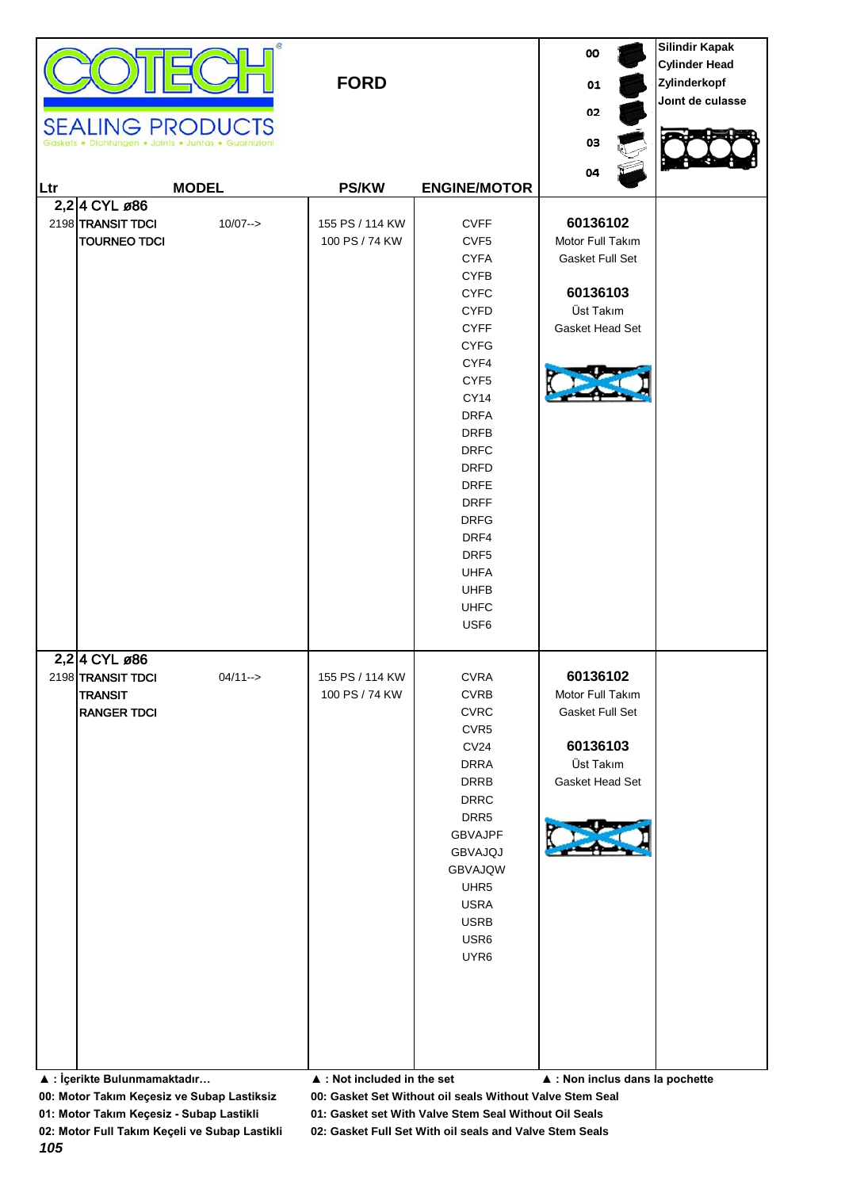# COTECH SEALING PRODUCTS

Gaskets • Dichtungen • Joints • Juntas • Guarnizioni

## FORD

00 / 01 / 02 / 03 / 04

Silindir Kapak
Cylinder Head
Zylinderkopf
Joınt de culasse

| Ltr | MODEL | | PS/KW | ENGINE/MOTOR | | |
|---|---|---|---|---|---|---|
| 2,2 | 4 CYL ø86 | | | | | |
| 2198 | TRANSIT TDCI | 10/07--> | 155 PS / 114 KW | CVFF | **60136102** | |
| | TOURNEO TDCI | | 100 PS / 74 KW | CVF5 | Motor Full Takım | |
| | | | | CYFA | Gasket Full Set | |
| | | | | CYFB | | |
| | | | | CYFC | **60136103** | |
| | | | | CYFD | Üst Takım | |
| | | | | CYFF | Gasket Head Set | |
| | | | | CYFG | | |
| | | | | CYF4 | | |
| | | | | CYF5 | | |
| | | | | CY14 | | |
| | | | | DRFA | | |
| | | | | DRFB | | |
| | | | | DRFC | | |
| | | | | DRFD | | |
| | | | | DRFE | | |
| | | | | DRFF | | |
| | | | | DRFG | | |
| | | | | DRF4 | | |
| | | | | DRF5 | | |
| | | | | UHFA | | |
| | | | | UHFB | | |
| | | | | UHFC | | |
| | | | | USF6 | | |
| 2,2 | 4 CYL ø86 | | | | | |
| 2198 | TRANSIT TDCI | 04/11--> | 155 PS / 114 KW | CVRA | **60136102** | |
| | TRANSIT | | 100 PS / 74 KW | CVRB | Motor Full Takım | |
| | RANGER TDCI | | | CVRC | Gasket Full Set | |
| | | | | CVR5 | | |
| | | | | CV24 | **60136103** | |
| | | | | DRRA | Üst Takım | |
| | | | | DRRB | Gasket Head Set | |
| | | | | DRRC | | |
| | | | | DRR5 | | |
| | | | | GBVAJPF | | |
| | | | | GBVAJQJ | | |
| | | | | GBVAJQW | | |
| | | | | UHR5 | | |
| | | | | USRA | | |
| | | | | USRB | | |
| | | | | USR6 | | |
| | | | | UYR6 | | |

▲ : İçerikte Bulunmamaktadır… ▲ : Not included in the set ▲ : Non inclus dans la pochette

**00: Motor Takım Keçesiz ve Subap Lastiksiz** — **00: Gasket Set Without oil seals Without Valve Stem Seal**

**01: Motor Takım Keçesiz - Subap Lastikli** — **01: Gasket set With Valve Stem Seal Without Oil Seals**

**02: Motor Full Takım Keçeli ve Subap Lastikli** — **02: Gasket Full Set With oil seals and Valve Stem Seals**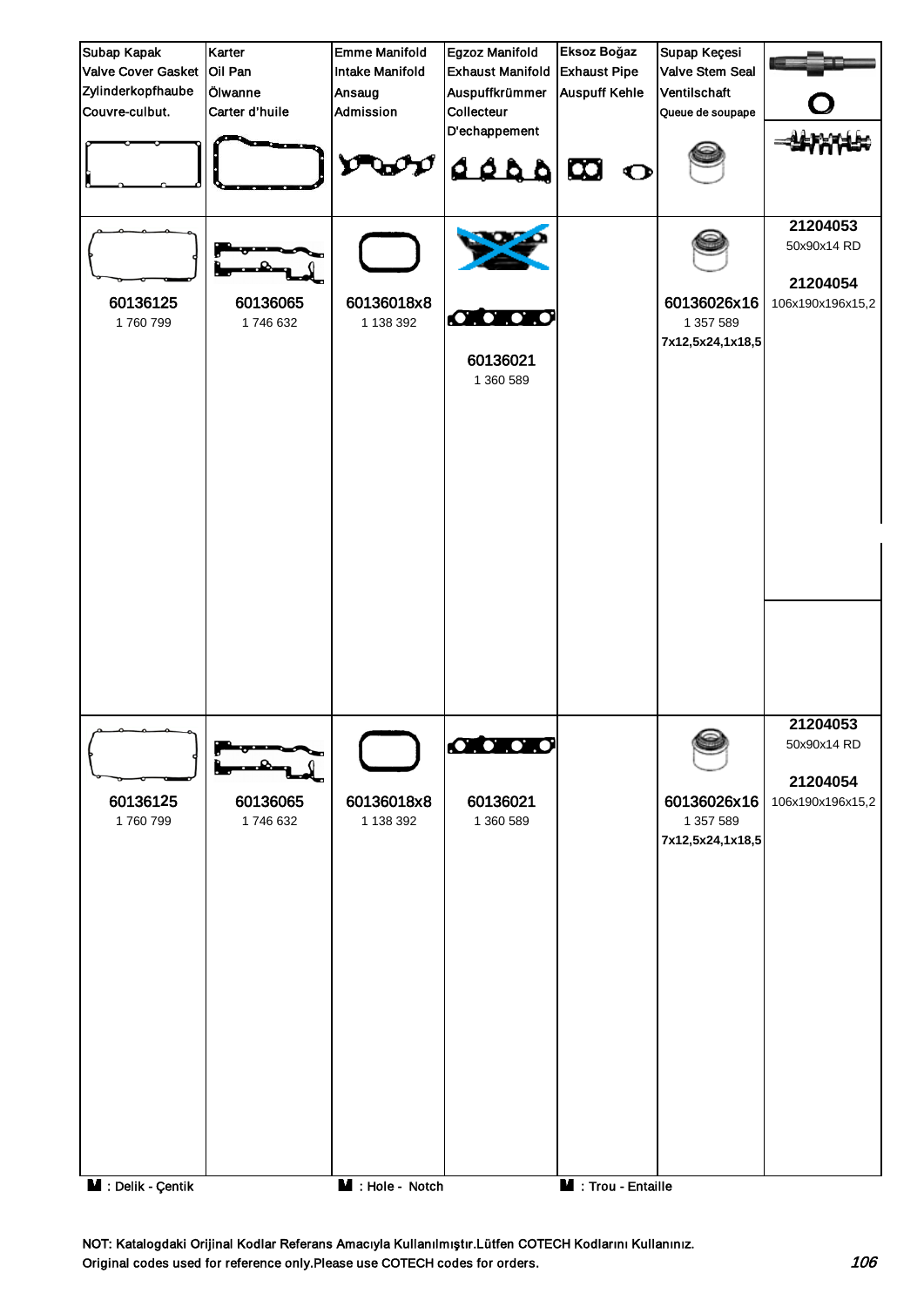| Subap Kapak<br>Valve Cover Gasket<br>Zylinderkopfhaube<br>Couvre-culbut. | Karter<br>Oil Pan<br>Ölwanne<br>Carter d'huile | Emme Manifold<br>Intake Manifold<br>Ansaug<br>Admission | Egzoz Manifold<br>Exhaust Manifold<br>Auspuffkrümmer<br>Collecteur<br>D'echappement | Eksoz Boğaz<br>Exhaust Pipe<br>Auspuff Kehle | Supap Keçesi<br>Valve Stem Seal<br>Ventilschaft<br>Queue de soupape | |
|---|---|---|---|---|---|---|
| **60136125**<br>1 760 799 | **60136065**<br>1 746 632 | **60136018x8**<br>1 138 392 | **60136021**<br>1 360 589 | | **60136026x16**<br>1 357 589<br>**7x12,5x24,1x18,5** | **21204053**<br>50x90x14 RD<br>**21204054**<br>106x190x196x15,2 |
| **60136125**<br>1 760 799 | **60136065**<br>1 746 632 | **60136018x8**<br>1 138 392 | **60136021**<br>1 360 589 | | **60136026x16**<br>1 357 589<br>**7x12,5x24,1x18,5** | **21204053**<br>50x90x14 RD<br>**21204054**<br>106x190x196x15,2 |

: Delik - Çentik  : Hole - Notch  : Trou - Entaille

NOT: Katalogdaki Orijinal Kodlar Referans Amacıyla Kullanılmıştır.Lütfen COTECH Kodlarını Kullanınız.
Original codes used for reference only.Please use COTECH codes for orders.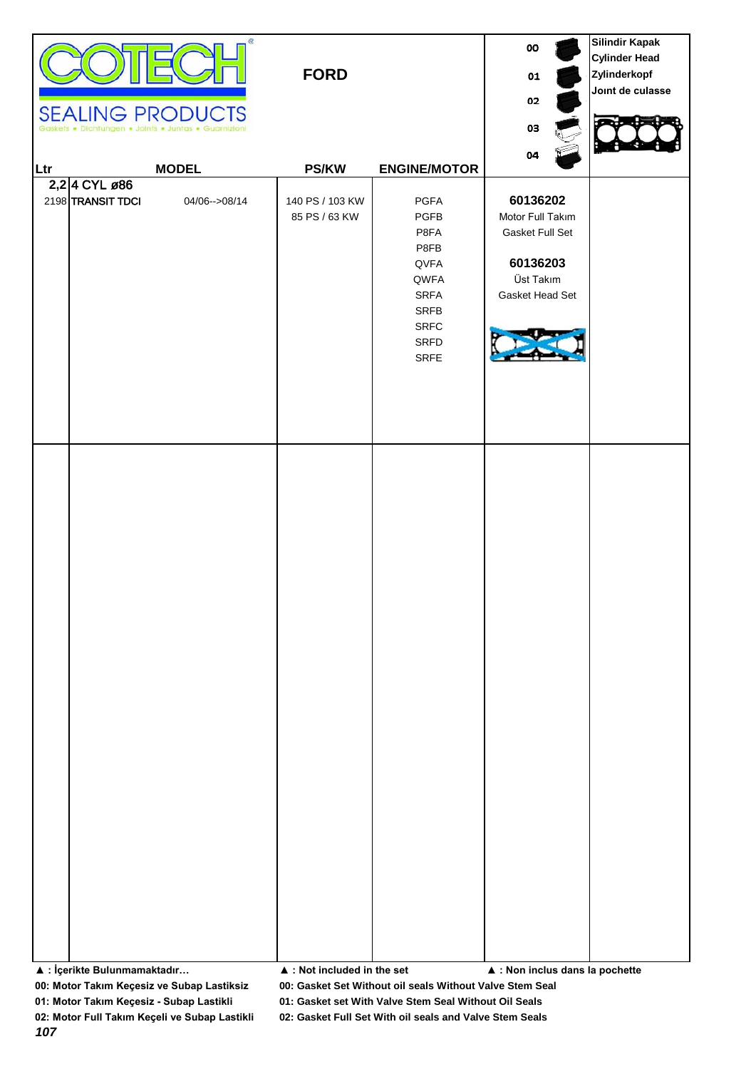**COTECH** SEALING PRODUCTS
Gaskets • Dichtungen • Joints • Juntas • Guarnizioni

## FORD

00 / 01 / 02 / 03 / 04

**Silindir Kapak**
**Cylinder Head**
**Zylinderkopf**
**Joınt de culasse**

| Ltr | MODEL | | PS/KW | ENGINE/MOTOR | 00 01 02 03 04 | Silindir Kapak / Cylinder Head / Zylinderkopf / Joınt de culasse |
|---|---|---|---|---|---|---|
| **2,2** | **4 CYL ø86** | | | | | |
| 2198 | **TRANSIT TDCI** | 04/06-->08/14 | 140 PS / 103 KW<br>85 PS / 63 KW | PGFA<br>PGFB<br>P8FA<br>P8FB<br>QVFA<br>QWFA<br>SRFA<br>SRFB<br>SRFC<br>SRFD<br>SRFE | **60136202**<br>Motor Full Takım<br>Gasket Full Set<br><br>**60136203**<br>Üst Takım<br>Gasket Head Set | |

**▲ : İçerikte Bulunmamaktadır…** — **▲ : Not included in the set** — **▲ : Non inclus dans la pochette**

**00: Motor Takım Keçesiz ve Subap Lastiksiz** — **00: Gasket Set Without oil seals Without Valve Stem Seal**

**01: Motor Takım Keçesiz - Subap Lastikli** — **01: Gasket set With Valve Stem Seal Without Oil Seals**

**02: Motor Full Takım Keçeli ve Subap Lastikli** — **02: Gasket Full Set With oil seals and Valve Stem Seals**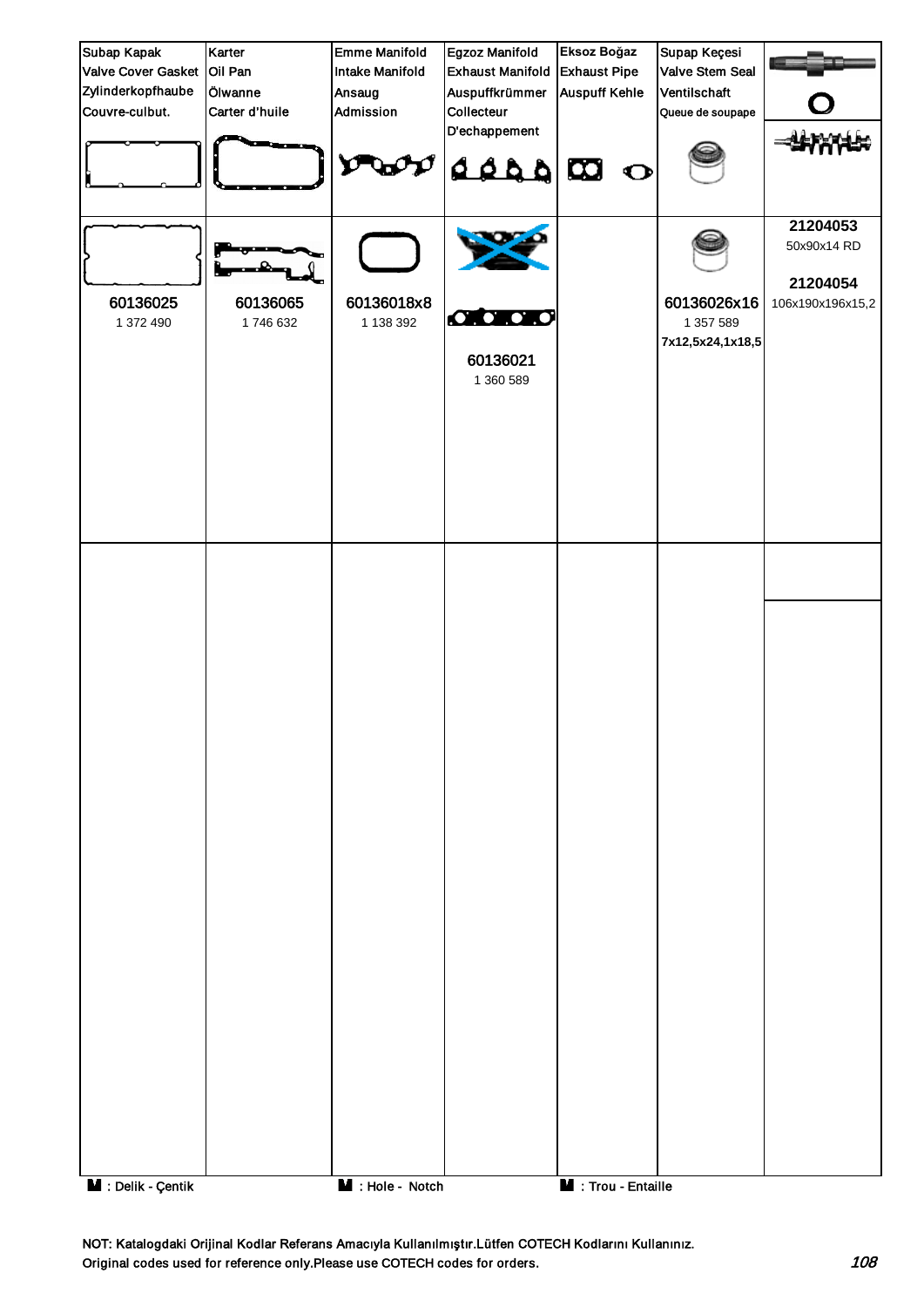| Subap Kapak<br>Valve Cover Gasket<br>Zylinderkopfhaube<br>Couvre-culbut. | Karter<br>Oil Pan<br>Ölwanne<br>Carter d'huile | Emme Manifold<br>Intake Manifold<br>Ansaug<br>Admission | Egzoz Manifold<br>Exhaust Manifold<br>Auspuffkrümmer<br>Collecteur<br>D'echappement | Eksoz Boğaz<br>Exhaust Pipe<br>Auspuff Kehle | Supap Keçesi<br>Valve Stem Seal<br>Ventilschaft<br>Queue de soupape | |
|---|---|---|---|---|---|---|
| **60136025**<br>1 372 490 | **60136065**<br>1 746 632 | **60136018x8**<br>1 138 392 | **60136021**<br>1 360 589 | | **60136026x16**<br>1 357 589<br>**7x12,5x24,1x18,5** | **21204053**<br>50x90x14 RD<br><br>**21204054**<br>106x190x196x15,2 |
| | | | | | | |

■ : Delik - Çentik ■ : Hole - Notch ■ : Trou - Entaille

NOT: Katalogdaki Orijinal Kodlar Referans Amacıyla Kullanılmıştır.Lütfen COTECH Kodlarını Kullanınız.
Original codes used for reference only.Please use COTECH codes for orders.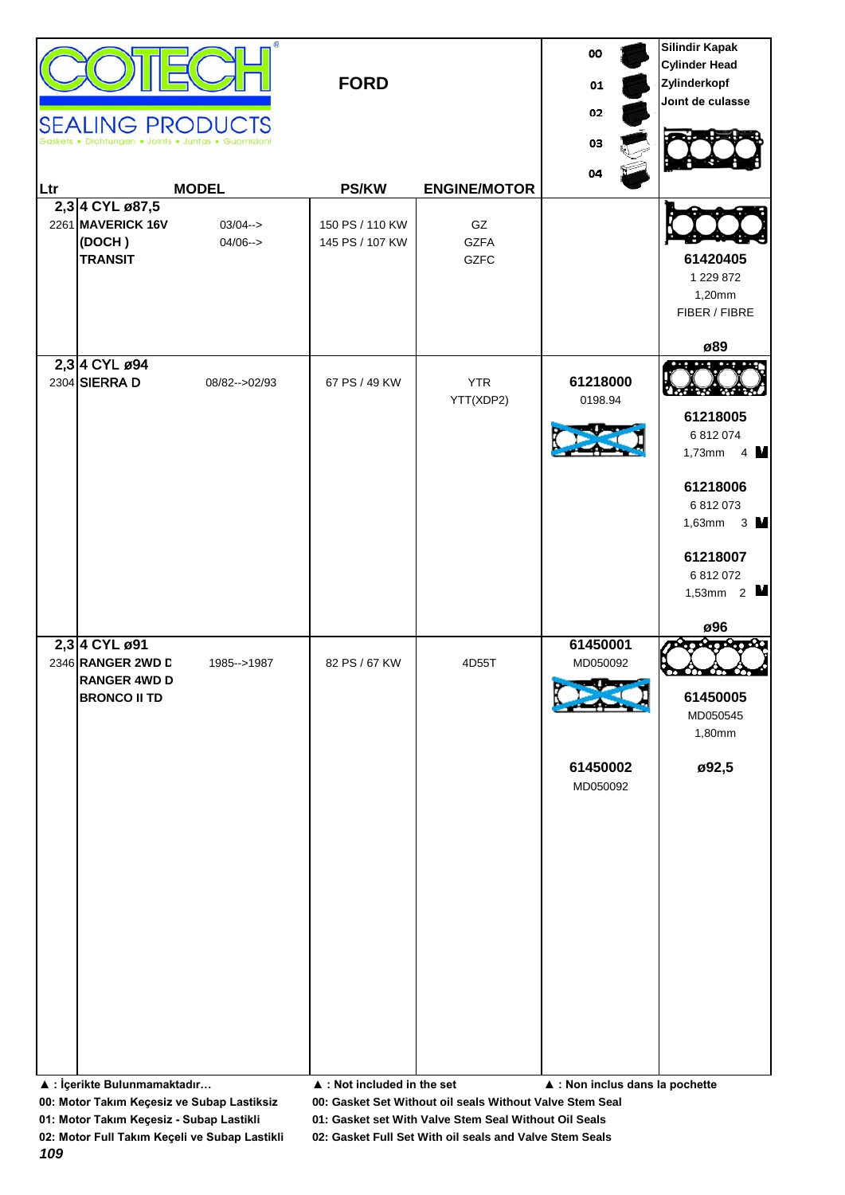**COTECH** SEALING PRODUCTS
Gaskets • Dichtungen • Joints • Juntas • Guarnizioni

# FORD

00, 01, 02, 03, 04

Silindir Kapak
Cylinder Head
Zylinderkopf
Joint de culasse

| Ltr | MODEL | | PS/KW | ENGINE/MOTOR | | |
|---|---|---|---|---|---|---|
| 2,3 | 4 CYL ø87,5 | | | | | |
| 2261 | **MAVERICK 16V** | 03/04--> | 150 PS / 110 KW | GZ | | |
| | **(DOCH )** | 04/06--> | 145 PS / 107 KW | GZFA | | |
| | **TRANSIT** | | | GZFC | | **61420405**<br>1 229 872<br>1,20mm<br>FIBER / FIBRE<br><br>**ø89** |
| 2,3 | 4 CYL ø94 | | | | | |
| 2304 | **SIERRA D** | 08/82-->02/93 | 67 PS / 49 KW | YTR<br>YTT(XDP2) | **61218000**<br>0198.94 | **61218005**<br>6 812 074<br>1,73mm 4<br><br>**61218006**<br>6 812 073<br>1,63mm 3<br><br>**61218007**<br>6 812 072<br>1,53mm 2<br><br>**ø96** |
| 2,3 | 4 CYL ø91 | | | | | |
| 2346 | **RANGER 2WD D** | 1985-->1987 | 82 PS / 67 KW | 4D55T | **61450001**<br>MD050092<br><br>**61450002**<br>MD050092 | **61450005**<br>MD050545<br>1,80mm<br><br>**ø92,5** |
| | **RANGER 4WD D** | | | | | |
| | **BRONCO II TD** | | | | | |

▲ : İçerikte Bulunmamaktadır… ▲ : Not included in the set ▲ : Non inclus dans la pochette

00: Motor Takım Keçesiz ve Subap Lastiksiz
01: Motor Takım Keçesiz - Subap Lastikli
02: Motor Full Takım Keçeli ve Subap Lastikli

00: Gasket Set Without oil seals Without Valve Stem Seal
01: Gasket set With Valve Stem Seal Without Oil Seals
02: Gasket Full Set With oil seals and Valve Stem Seals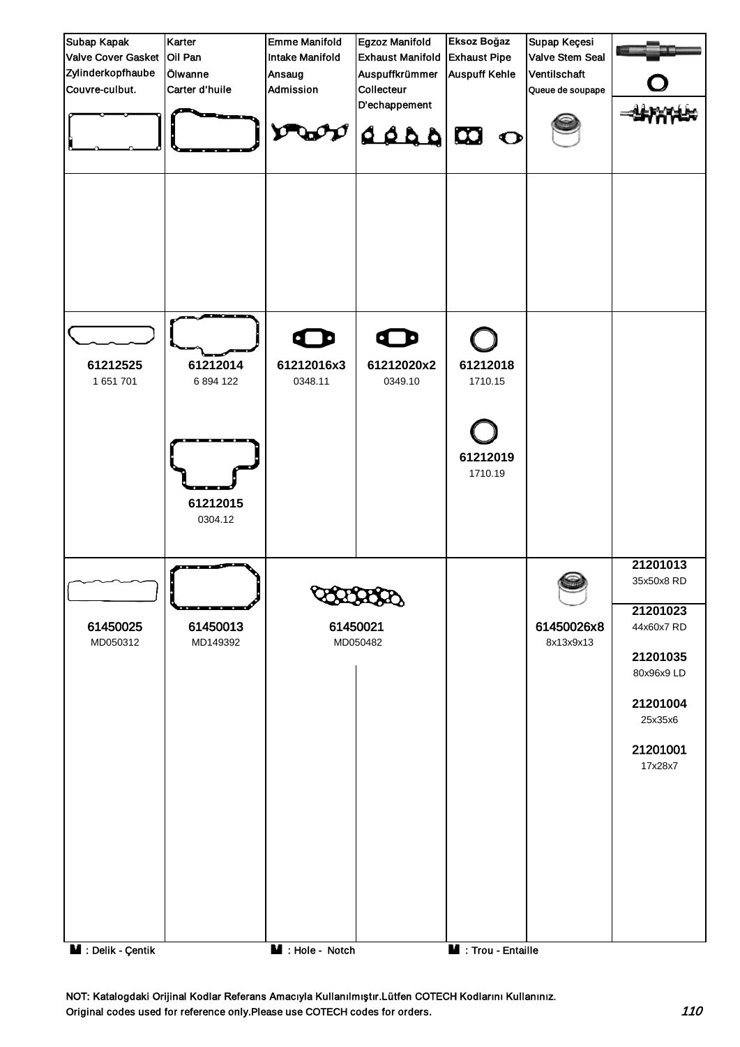| Subap Kapak<br>Valve Cover Gasket<br>Zylinderkopfhaube<br>Couvre-culbut. | Karter<br>Oil Pan<br>Ölwanne<br>Carter d'huile | Emme Manifold<br>Intake Manifold<br>Ansaug<br>Admission | Egzoz Manifold<br>Exhaust Manifold<br>Auspuffkrümmer<br>Collecteur<br>D'echappement | Eksoz Boğaz<br>Exhaust Pipe<br>Auspuff Kehle | Supap Keçesi<br>Valve Stem Seal<br>Ventilschaft<br>Queue de soupape | |
|---|---|---|---|---|---|---|
| | | | | | | |
| **61212525**<br>1 651 701 | **61212014**<br>6 894 122<br><br>**61212015**<br>0304.12 | **61212016x3**<br>0348.11 | **61212020x2**<br>0349.10 | **61212018**<br>1710.15<br><br>**61212019**<br>1710.19 | | |
| **61450025**<br>MD050312 | **61450013**<br>MD149392 | **61450021**<br>MD050482 | | | **61450026x8**<br>8x13x9x13 | **21201013**<br>35x50x8 RD<br><br>**21201023**<br>44x60x7 RD<br><br>**21201035**<br>80x96x9 LD<br><br>**21201004**<br>25x35x6<br><br>**21201001**<br>17x28x7 |

M : Delik - Çentik    M : Hole - Notch    M : Trou - Entaille

NOT: Katalogdaki Orijinal Kodlar Referans Amacıyla Kullanılmıştır.Lütfen COTECH Kodlarını Kullanınız.
Original codes used for reference only.Please use COTECH codes for orders.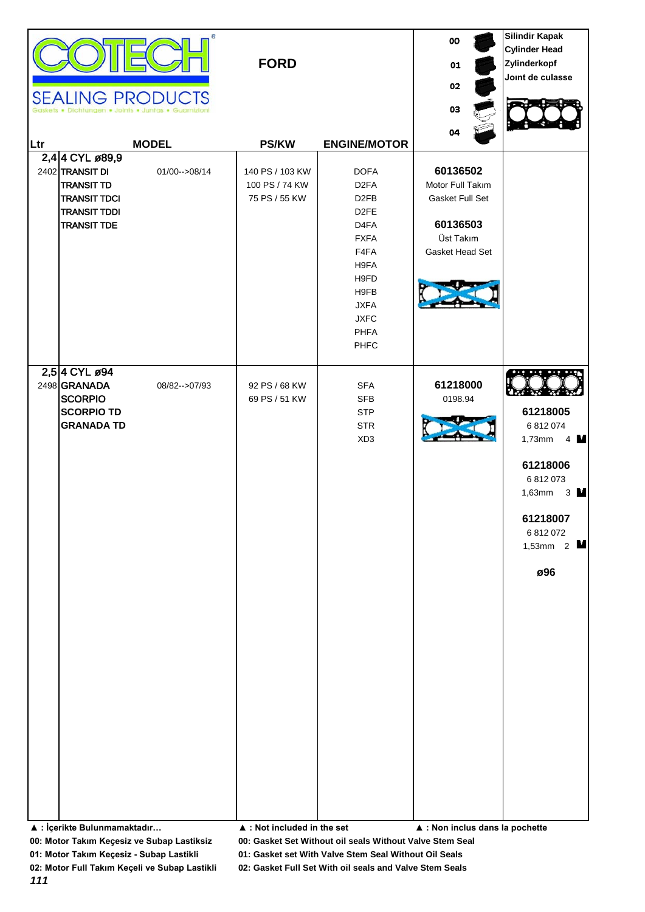**COTECH** SEALING PRODUCTS
Gaskets • Dichtungen • Joints • Juntas • Guarnizioni

## FORD

00, 01, 02, 03, 04

**Silindir Kapak**
**Cylinder Head**
**Zylinderkopf**
**Joınt de culasse**

| Ltr | MODEL | | PS/KW | ENGINE/MOTOR | 00 01 02 03 04 | Silindir Kapak / Cylinder Head |
|---|---|---|---|---|---|---|
| **2,4** | **4 CYL ø89,9** | | | | | |
| 2402 | **TRANSIT DI** | 01/00-->08/14 | 140 PS / 103 KW | DOFA | **60136502** | |
| | **TRANSIT TD** | | 100 PS / 74 KW | D2FA | Motor Full Takım | |
| | **TRANSIT TDCI** | | 75 PS / 55 KW | D2FB | Gasket Full Set | |
| | **TRANSIT TDDI** | | | D2FE | | |
| | **TRANSIT TDE** | | | D4FA | **60136503** | |
| | | | | FXFA | Üst Takım | |
| | | | | F4FA | Gasket Head Set | |
| | | | | H9FA | | |
| | | | | H9FD | | |
| | | | | H9FB | | |
| | | | | JXFA | | |
| | | | | JXFC | | |
| | | | | PHFA | | |
| | | | | PHFC | | |
| **2,5** | **4 CYL ø94** | | | | | |
| 2498 | **GRANADA** | 08/82-->07/93 | 92 PS / 68 KW | SFA | **61218000** | |
| | **SCORPIO** | | 69 PS / 51 KW | SFB | 0198.94 | |
| | **SCORPIO TD** | | | STP | | **61218005** 6 812 074 1,73mm 4 |
| | **GRANADA TD** | | | STR | | |
| | | | | XD3 | | **61218006** 6 812 073 1,63mm 3 |
| | | | | | | **61218007** 6 812 072 1,53mm 2 |
| | | | | | | **ø96** |

**▲ : İçerikte Bulunmamaktadır…** **▲ : Not included in the set** **▲ : Non inclus dans la pochette**

**00: Motor Takım Keçesiz ve Subap Lastiksiz** **00: Gasket Set Without oil seals Without Valve Stem Seal**

**01: Motor Takım Keçesiz - Subap Lastikli** **01: Gasket set With Valve Stem Seal Without Oil Seals**

**02: Motor Full Takım Keçeli ve Subap Lastikli** **02: Gasket Full Set With oil seals and Valve Stem Seals**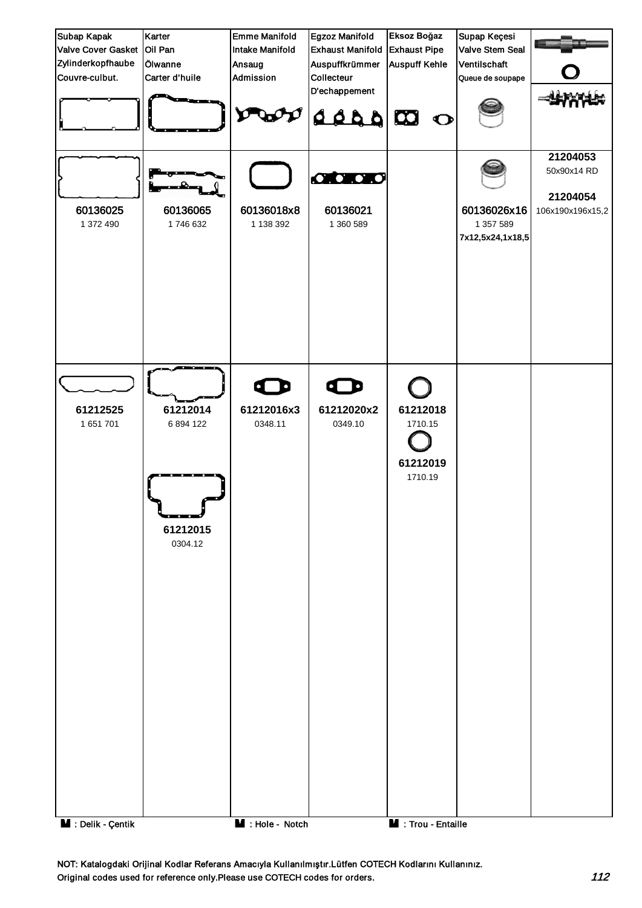| Subap Kapak<br>Valve Cover Gasket<br>Zylinderkopfhaube<br>Couvre-culbut. | Karter<br>Oil Pan<br>Ölwanne<br>Carter d'huile | Emme Manifold<br>Intake Manifold<br>Ansaug<br>Admission | Egzoz Manifold<br>Exhaust Manifold<br>Auspuffkrümmer<br>Collecteur<br>D'echappement | Eksoz Boğaz<br>Exhaust Pipe<br>Auspuff Kehle | Supap Keçesi<br>Valve Stem Seal<br>Ventilschaft<br>Queue de soupape | |
|---|---|---|---|---|---|---|
| 60136025<br>1 372 490 | 60136065<br>1 746 632 | 60136018x8<br>1 138 392 | 60136021<br>1 360 589 | | 60136026x16<br>1 357 589<br>7x12,5x24,1x18,5 | 21204053<br>50x90x14 RD<br><br>21204054<br>106x190x196x15,2 |
| 61212525<br>1 651 701 | 61212014<br>6 894 122<br><br>61212015<br>0304.12 | 61212016x3<br>0348.11 | 61212020x2<br>0349.10 | 61212018<br>1710.15<br><br>61212019<br>1710.19 | | |

M : Delik - Çentik M : Hole - Notch M : Trou - Entaille

NOT: Katalogdaki Orijinal Kodlar Referans Amacıyla Kullanılmıştır.Lütfen COTECH Kodlarını Kullanınız.
Original codes used for reference only.Please use COTECH codes for orders.